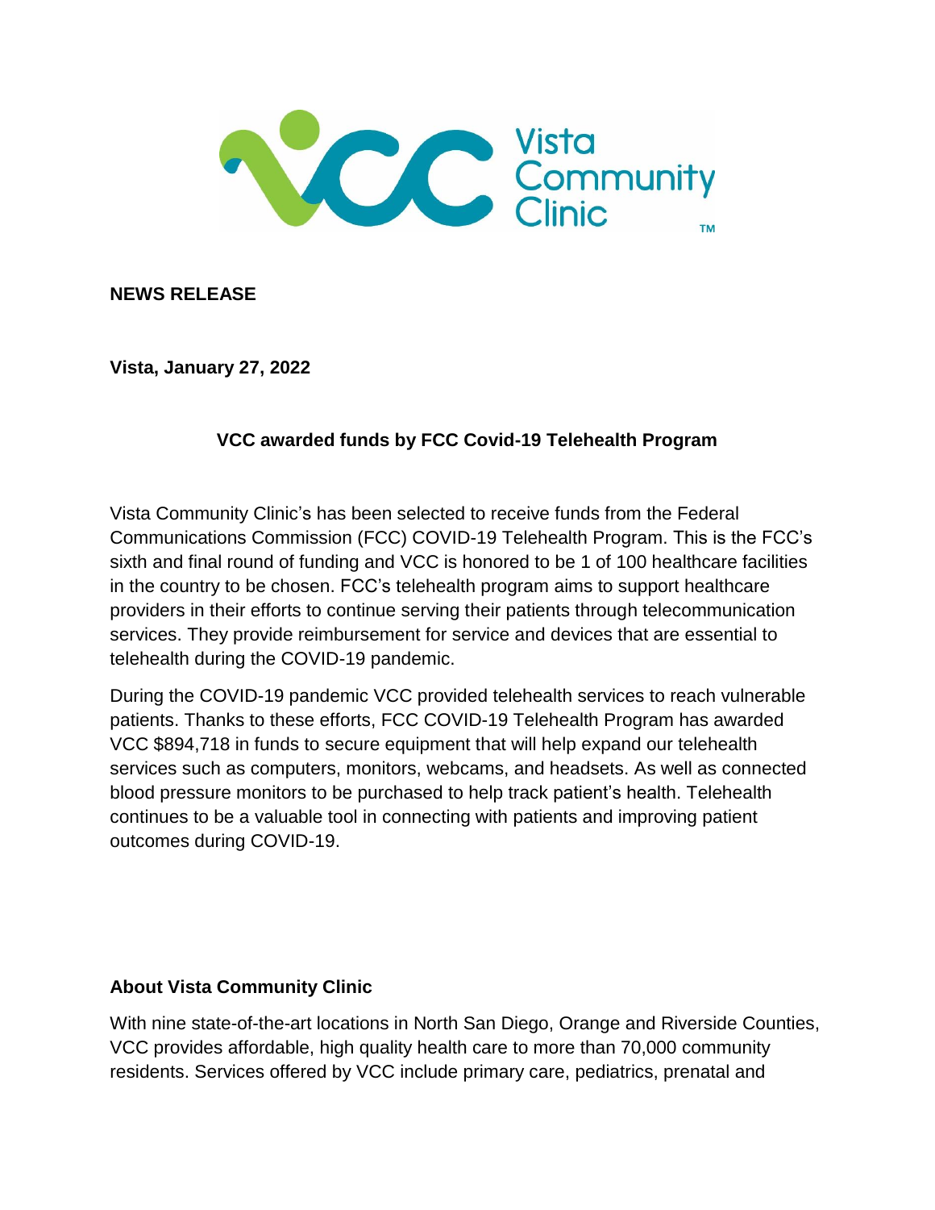**NEWS RELEASE**

**Vista, January 27, 2022**

**VCC awarded funds by FCC Covid-19 Telehealth Program**

Vista Community Clinic's has been selected to receive funds from the Federal Communications Commission (FCC) COVID-19 Telehealth Program. This is the FCC's sixth and final round of funding and VCC is honored to be 1 of 100 healthcare facilities in the country to be chosen. FCC's telehealth program aims to support healthcare providers in their efforts to continue serving their patients through telecommunication services. They provide reimbursement for service and devices that are essential to telehealth during the COVID-19 pandemic.

During the COVID-19 pandemic VCC provided telehealth services to reach vulnerable patients. Thanks to these efforts, FCC COVID-19 Telehealth Program has awarded VCC $894,718 in funds to secure equipment that will help expand our telehealth services such as computers, monitors, webcams, and headsets. As well as connected blood pressure monitors to be purchased to help track patient's health. Telehealth continues to be a valuable tool in connecting with patients and improving patient outcomes during COVID-19.

**About Vista Community Clinic**

With nine state-of-the-art locations in North San Diego, Orange and Riverside Counties, VCC provides affordable, high quality health care to more than 70,000 community residents. Services offered by VCC include primary care, pediatrics, prenatal and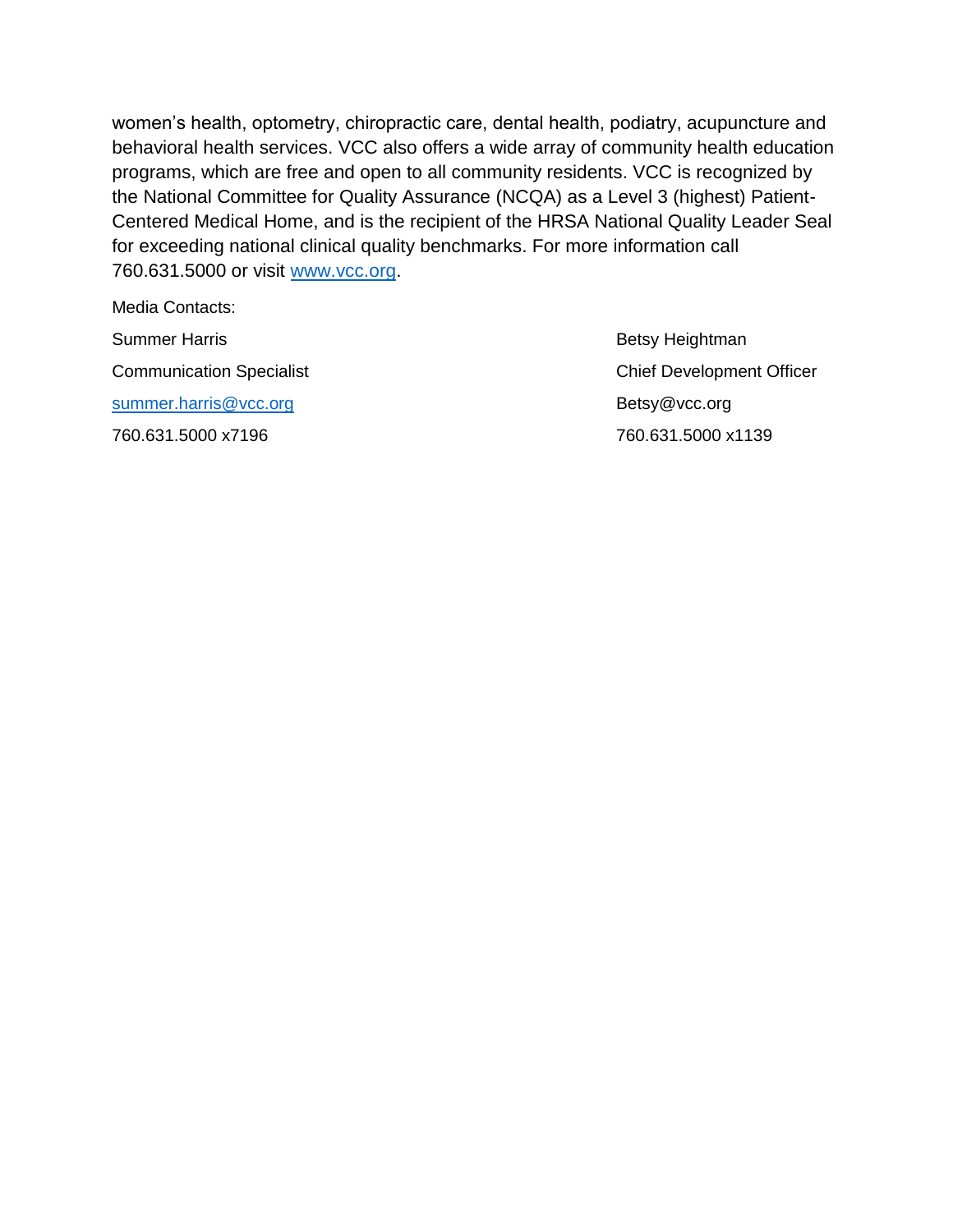women's health, optometry, chiropractic care, dental health, podiatry, acupuncture and behavioral health services. VCC also offers a wide array of community health education programs, which are free and open to all community residents. VCC is recognized by the National Committee for Quality Assurance (NCQA) as a Level 3 (highest) Patient-Centered Medical Home, and is the recipient of the HRSA National Quality Leader Seal for exceeding national clinical quality benchmarks. For more information call 760.631.5000 or visit [www.vcc.org](http://www.vcc.org).

Media Contacts:

Summer Harris
Communication Specialist
[summer.harris@vcc.org](mailto:summer.harris@vcc.org)
760.631.5000 x7196

Betsy Heightman
Chief Development Officer
Betsy@vcc.org
760.631.5000 x1139